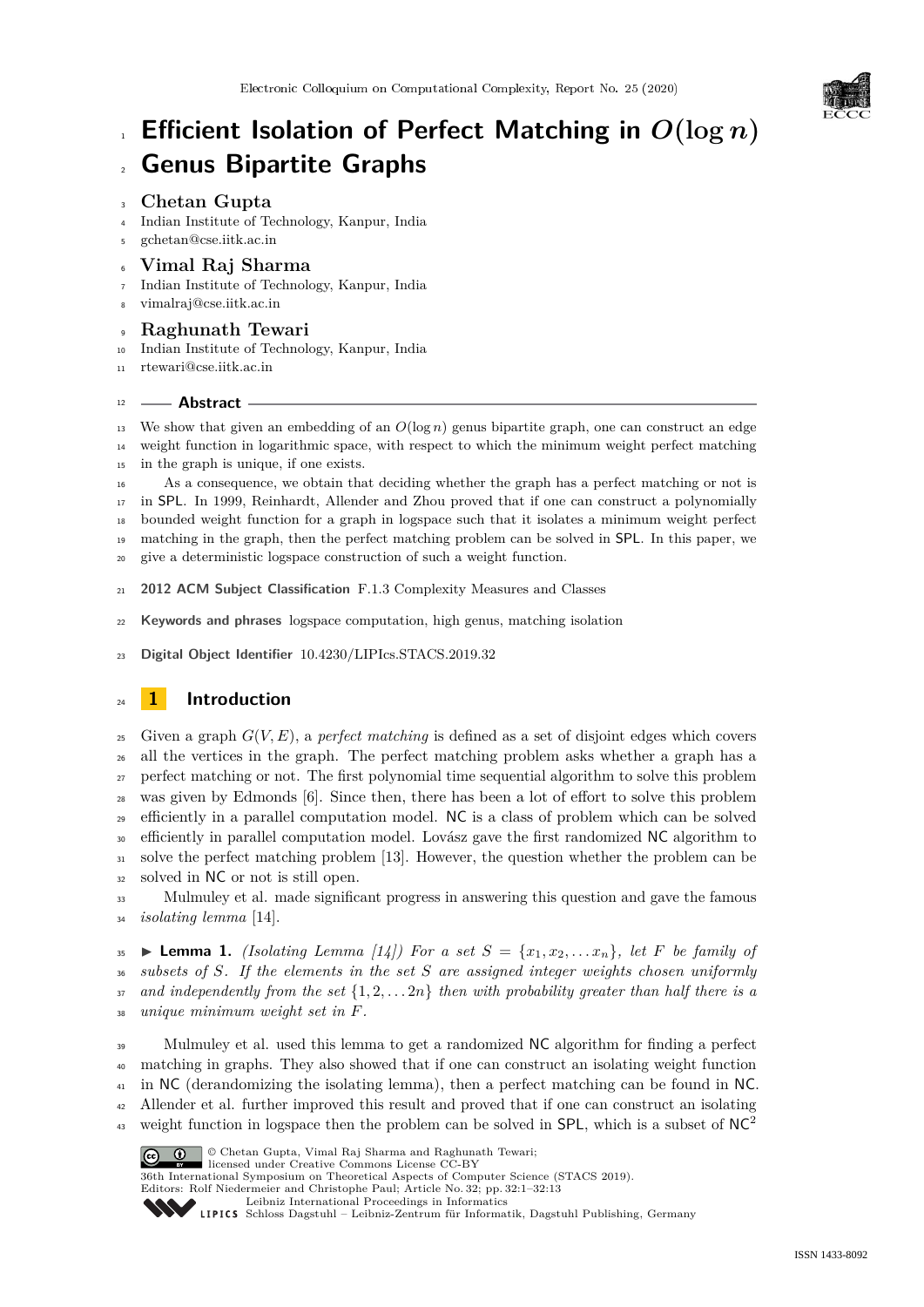# Efficient Isolation of Perfect Matching in $O(\log n)$ Genus Bipartite Graphs

**Chetan Gupta**
Indian Institute of Technology, Kanpur, India
gchetan@cse.iitk.ac.in

**Vimal Raj Sharma**
Indian Institute of Technology, Kanpur, India
vimalraj@cse.iitk.ac.in

**Raghunath Tewari**
Indian Institute of Technology, Kanpur, India
rtewari@cse.iitk.ac.in

## Abstract

We show that given an embedding of an $O(\log n)$ genus bipartite graph, one can construct an edge weight function in logarithmic space, with respect to which the minimum weight perfect matching in the graph is unique, if one exists.

As a consequence, we obtain that deciding whether the graph has a perfect matching or not is in SPL. In 1999, Reinhardt, Allender and Zhou proved that if one can construct a polynomially bounded weight function for a graph in logspace such that it isolates a minimum weight perfect matching in the graph, then the perfect matching problem can be solved in SPL. In this paper, we give a deterministic logspace construction of such a weight function.

**2012 ACM Subject Classification** F.1.3 Complexity Measures and Classes

**Keywords and phrases** logspace computation, high genus, matching isolation

**Digital Object Identifier** 10.4230/LIPIcs.STACS.2019.32

## 1 Introduction

Given a graph $G(V, E)$, a *perfect matching* is defined as a set of disjoint edges which covers all the vertices in the graph. The perfect matching problem asks whether a graph has a perfect matching or not. The first polynomial time sequential algorithm to solve this problem was given by Edmonds [6]. Since then, there has been a lot of effort to solve this problem efficiently in a parallel computation model. NC is a class of problem which can be solved efficiently in parallel computation model. Lovász gave the first randomized NC algorithm to solve the perfect matching problem [13]. However, the question whether the problem can be solved in NC or not is still open.

Mulmuley et al. made significant progress in answering this question and gave the famous *isolating lemma* [14].

▶ **Lemma 1.** *(Isolating Lemma [14]) For a set $S = \{x_1, x_2, \ldots x_n\}$, let $F$ be family of subsets of $S$. If the elements in the set $S$ are assigned integer weights chosen uniformly and independently from the set $\{1, 2, \ldots 2n\}$ then with probability greater than half there is a unique minimum weight set in $F$.*

Mulmuley et al. used this lemma to get a randomized NC algorithm for finding a perfect matching in graphs. They also showed that if one can construct an isolating weight function in NC (derandomizing the isolating lemma), then a perfect matching can be found in NC. Allender et al. further improved this result and proved that if one can construct an isolating weight function in logspace then the problem can be solved in SPL, which is a subset of $\mathsf{NC}^2$

© Chetan Gupta, Vimal Raj Sharma and Raghunath Tewari;
licensed under Creative Commons License CC-BY
36th International Symposium on Theoretical Aspects of Computer Science (STACS 2019).
Editors: Rolf Niedermeier and Christophe Paul; Article No. 32; pp. 32:1–32:13
Leibniz International Proceedings in Informatics
Schloss Dagstuhl – Leibniz-Zentrum für Informatik, Dagstuhl Publishing, Germany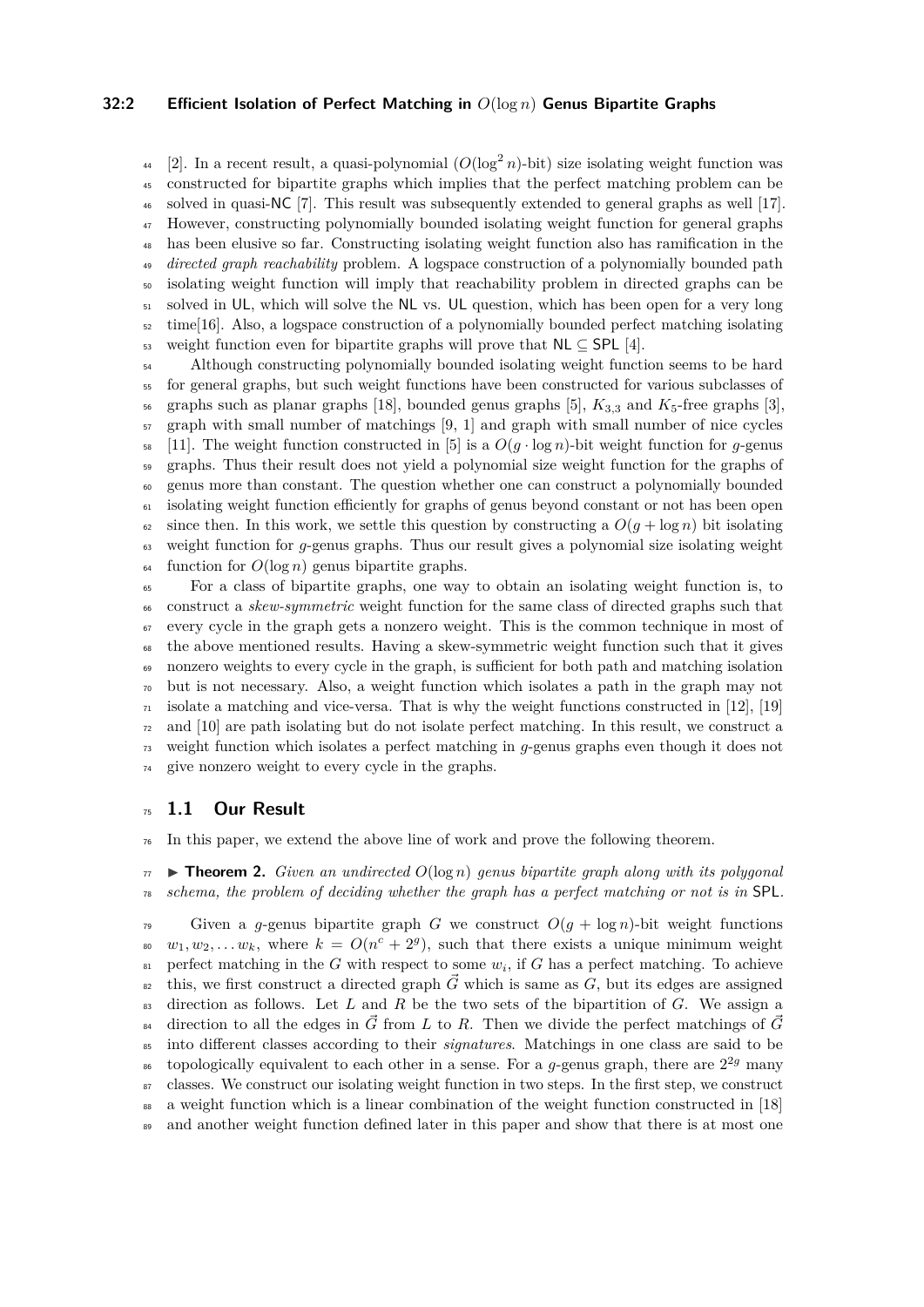[2]. In a recent result, a quasi-polynomial ($O(\log^2 n)$-bit) size isolating weight function was constructed for bipartite graphs which implies that the perfect matching problem can be solved in quasi-NC [7]. This result was subsequently extended to general graphs as well [17]. However, constructing polynomially bounded isolating weight function for general graphs has been elusive so far. Constructing isolating weight function also has ramification in the *directed graph reachability* problem. A logspace construction of a polynomially bounded path isolating weight function will imply that reachability problem in directed graphs can be solved in UL, which will solve the NL vs. UL question, which has been open for a very long time[16]. Also, a logspace construction of a polynomially bounded perfect matching isolating weight function even for bipartite graphs will prove that NL $\subseteq$ SPL [4].

Although constructing polynomially bounded isolating weight function seems to be hard for general graphs, but such weight functions have been constructed for various subclasses of graphs such as planar graphs [18], bounded genus graphs [5], $K_{3,3}$ and $K_5$-free graphs [3], graph with small number of matchings [9, 1] and graph with small number of nice cycles [11]. The weight function constructed in [5] is a $O(g \cdot \log n)$-bit weight function for $g$-genus graphs. Thus their result does not yield a polynomial size weight function for the graphs of genus more than constant. The question whether one can construct a polynomially bounded isolating weight function efficiently for graphs of genus beyond constant or not has been open since then. In this work, we settle this question by constructing a $O(g + \log n)$ bit isolating weight function for $g$-genus graphs. Thus our result gives a polynomial size isolating weight function for $O(\log n)$ genus bipartite graphs.

For a class of bipartite graphs, one way to obtain an isolating weight function is, to construct a *skew-symmetric* weight function for the same class of directed graphs such that every cycle in the graph gets a nonzero weight. This is the common technique in most of the above mentioned results. Having a skew-symmetric weight function such that it gives nonzero weights to every cycle in the graph, is sufficient for both path and matching isolation but is not necessary. Also, a weight function which isolates a path in the graph may not isolate a matching and vice-versa. That is why the weight functions constructed in [12], [19] and [10] are path isolating but do not isolate perfect matching. In this result, we construct a weight function which isolates a perfect matching in $g$-genus graphs even though it does not give nonzero weight to every cycle in the graphs.

## 1.1 Our Result

In this paper, we extend the above line of work and prove the following theorem.

▶ **Theorem 2.** *Given an undirected $O(\log n)$ genus bipartite graph along with its polygonal schema, the problem of deciding whether the graph has a perfect matching or not is in* SPL.

Given a $g$-genus bipartite graph $G$ we construct $O(g + \log n)$-bit weight functions $w_1, w_2, \ldots w_k$, where $k = O(n^c + 2^g)$, such that there exists a unique minimum weight perfect matching in the $G$ with respect to some $w_i$, if $G$ has a perfect matching. To achieve this, we first construct a directed graph $\vec{G}$ which is same as $G$, but its edges are assigned direction as follows. Let $L$ and $R$ be the two sets of the bipartition of $G$. We assign a direction to all the edges in $\vec{G}$ from $L$ to $R$. Then we divide the perfect matchings of $\vec{G}$ into different classes according to their *signatures*. Matchings in one class are said to be topologically equivalent to each other in a sense. For a $g$-genus graph, there are $2^{2g}$ many classes. We construct our isolating weight function in two steps. In the first step, we construct a weight function which is a linear combination of the weight function constructed in [18] and another weight function defined later in this paper and show that there is at most one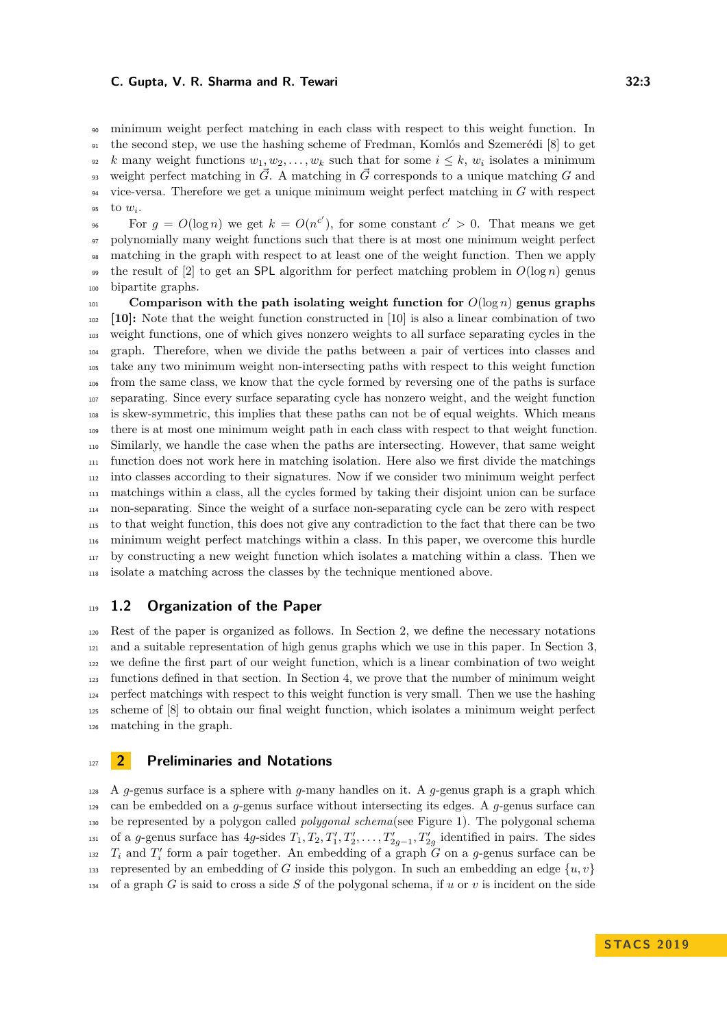minimum weight perfect matching in each class with respect to this weight function. In the second step, we use the hashing scheme of Fredman, Komlós and Szemerédi [8] to get $k$ many weight functions $w_1, w_2, \ldots, w_k$ such that for some $i \leq k$, $w_i$ isolates a minimum weight perfect matching in $\vec{G}$. A matching in $\vec{G}$ corresponds to a unique matching $G$ and vice-versa. Therefore we get a unique minimum weight perfect matching in $G$ with respect to $w_i$.

For $g = O(\log n)$ we get $k = O(n^{c'})$, for some constant $c' > 0$. That means we get polynomially many weight functions such that there is at most one minimum weight perfect matching in the graph with respect to at least one of the weight function. Then we apply the result of [2] to get an SPL algorithm for perfect matching problem in $O(\log n)$ genus bipartite graphs.

**Comparison with the path isolating weight function for $O(\log n)$ genus graphs [10]:** Note that the weight function constructed in [10] is also a linear combination of two weight functions, one of which gives nonzero weights to all surface separating cycles in the graph. Therefore, when we divide the paths between a pair of vertices into classes and take any two minimum weight non-intersecting paths with respect to this weight function from the same class, we know that the cycle formed by reversing one of the paths is surface separating. Since every surface separating cycle has nonzero weight, and the weight function is skew-symmetric, this implies that these paths can not be of equal weights. Which means there is at most one minimum weight path in each class with respect to that weight function. Similarly, we handle the case when the paths are intersecting. However, that same weight function does not work here in matching isolation. Here also we first divide the matchings into classes according to their signatures. Now if we consider two minimum weight perfect matchings within a class, all the cycles formed by taking their disjoint union can be surface non-separating. Since the weight of a surface non-separating cycle can be zero with respect to that weight function, this does not give any contradiction to the fact that there can be two minimum weight perfect matchings within a class. In this paper, we overcome this hurdle by constructing a new weight function which isolates a matching within a class. Then we isolate a matching across the classes by the technique mentioned above.

### 1.2 Organization of the Paper

Rest of the paper is organized as follows. In Section 2, we define the necessary notations and a suitable representation of high genus graphs which we use in this paper. In Section 3, we define the first part of our weight function, which is a linear combination of two weight functions defined in that section. In Section 4, we prove that the number of minimum weight perfect matchings with respect to this weight function is very small. Then we use the hashing scheme of [8] to obtain our final weight function, which isolates a minimum weight perfect matching in the graph.

## 2 Preliminaries and Notations

A $g$-genus surface is a sphere with $g$-many handles on it. A $g$-genus graph is a graph which can be embedded on a $g$-genus surface without intersecting its edges. A $g$-genus surface can be represented by a polygon called *polygonal schema*(see Figure 1). The polygonal schema of a $g$-genus surface has $4g$-sides $T_1, T_2, T'_1, T'_2, \ldots, T'_{2g-1}, T'_{2g}$ identified in pairs. The sides $T_i$ and $T'_i$ form a pair together. An embedding of a graph $G$ on a $g$-genus surface can be represented by an embedding of $G$ inside this polygon. In such an embedding an edge $\{u, v\}$ of a graph $G$ is said to cross a side $S$ of the polygonal schema, if $u$ or $v$ is incident on the side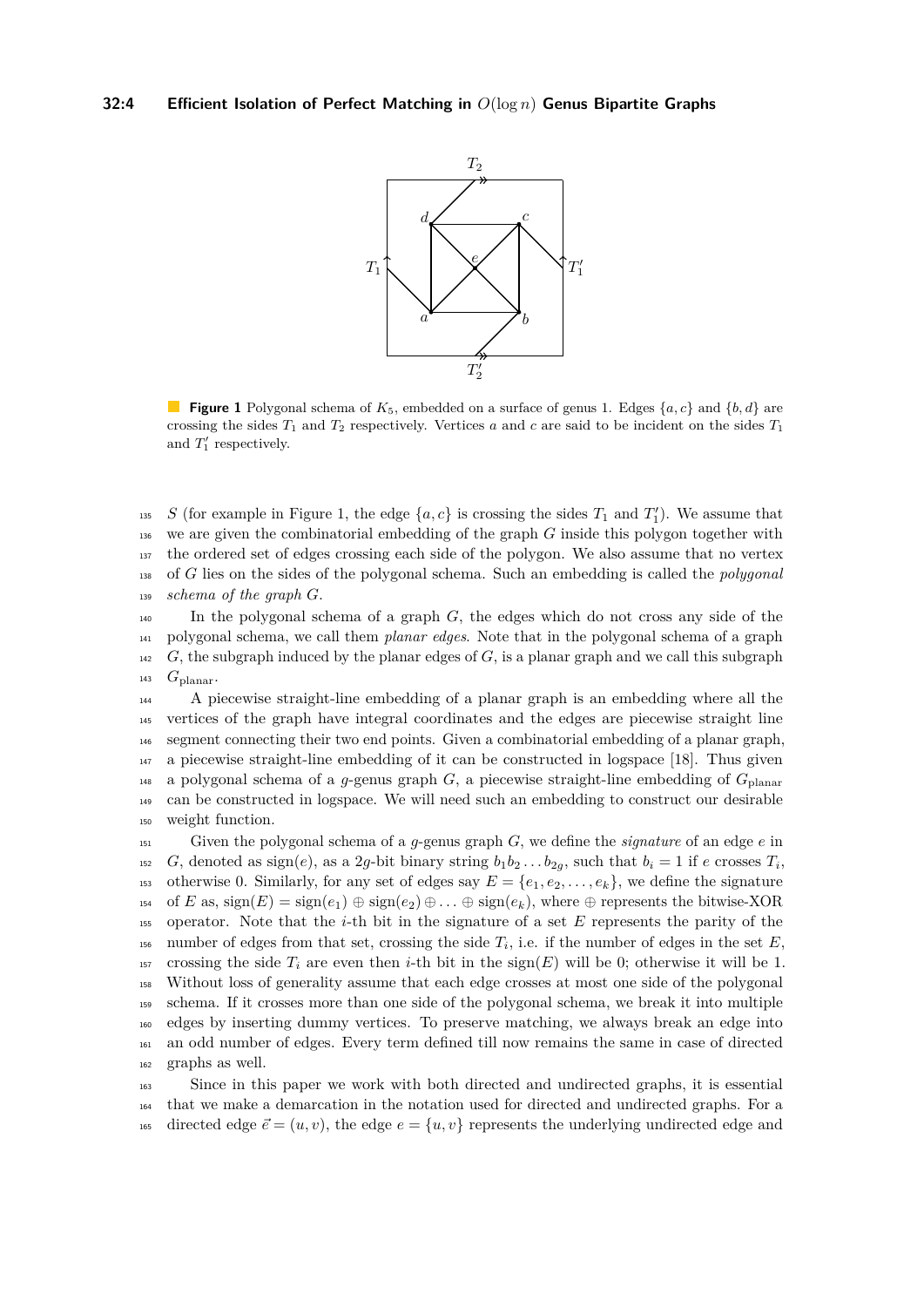**Figure 1** Polygonal schema of $K_5$, embedded on a surface of genus 1. Edges $\{a, c\}$ and $\{b, d\}$ are crossing the sides $T_1$ and $T_2$ respectively. Vertices $a$ and $c$ are said to be incident on the sides $T_1$ and $T_1'$ respectively.

$S$ (for example in Figure 1, the edge $\{a, c\}$ is crossing the sides $T_1$ and $T_1'$). We assume that we are given the combinatorial embedding of the graph $G$ inside this polygon together with the ordered set of edges crossing each side of the polygon. We also assume that no vertex of $G$ lies on the sides of the polygonal schema. Such an embedding is called the *polygonal schema of the graph G*.

In the polygonal schema of a graph $G$, the edges which do not cross any side of the polygonal schema, we call them *planar edges*. Note that in the polygonal schema of a graph $G$, the subgraph induced by the planar edges of $G$, is a planar graph and we call this subgraph $G_{\text{planar}}$.

A piecewise straight-line embedding of a planar graph is an embedding where all the vertices of the graph have integral coordinates and the edges are piecewise straight line segment connecting their two end points. Given a combinatorial embedding of a planar graph, a piecewise straight-line embedding of it can be constructed in logspace [18]. Thus given a polygonal schema of a $g$-genus graph $G$, a piecewise straight-line embedding of $G_{\text{planar}}$ can be constructed in logspace. We will need such an embedding to construct our desirable weight function.

Given the polygonal schema of a $g$-genus graph $G$, we define the *signature* of an edge $e$ in $G$, denoted as $\text{sign}(e)$, as a $2g$-bit binary string $b_1 b_2 \ldots b_{2g}$, such that $b_i = 1$ if $e$ crosses $T_i$, otherwise 0. Similarly, for any set of edges say $E = \{e_1, e_2, \ldots, e_k\}$, we define the signature of $E$ as, $\text{sign}(E) = \text{sign}(e_1) \oplus \text{sign}(e_2) \oplus \ldots \oplus \text{sign}(e_k)$, where $\oplus$ represents the bitwise-XOR operator. Note that the $i$-th bit in the signature of a set $E$ represents the parity of the number of edges from that set, crossing the side $T_i$, i.e. if the number of edges in the set $E$, crossing the side $T_i$ are even then $i$-th bit in the $\text{sign}(E)$ will be 0; otherwise it will be 1. Without loss of generality assume that each edge crosses at most one side of the polygonal schema. If it crosses more than one side of the polygonal schema, we break it into multiple edges by inserting dummy vertices. To preserve matching, we always break an edge into an odd number of edges. Every term defined till now remains the same in case of directed graphs as well.

Since in this paper we work with both directed and undirected graphs, it is essential that we make a demarcation in the notation used for directed and undirected graphs. For a directed edge $\vec{e} = (u, v)$, the edge $e = \{u, v\}$ represents the underlying undirected edge and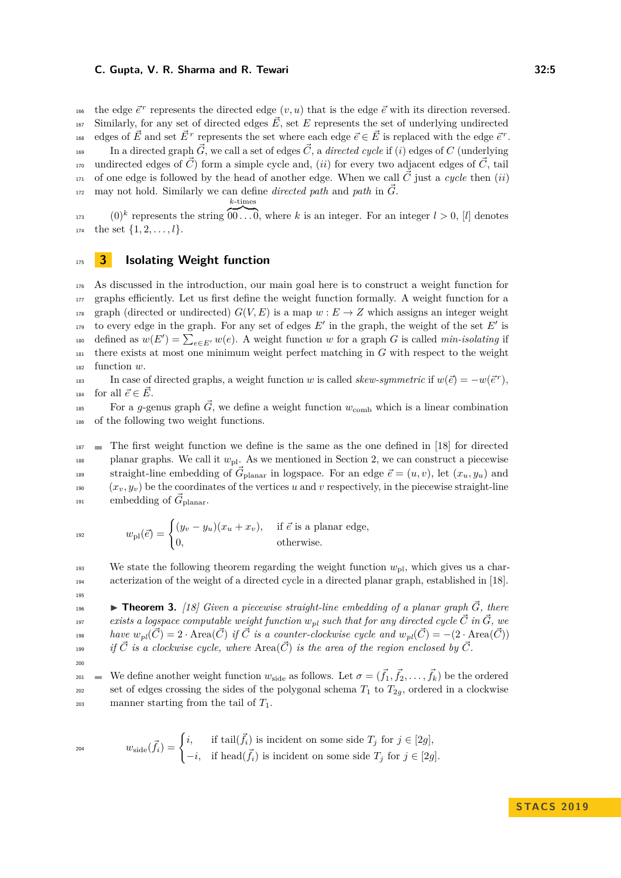the edge $\vec{e}^r$ represents the directed edge $(v, u)$ that is the edge $\vec{e}$ with its direction reversed. Similarly, for any set of directed edges $\vec{E}$, set $E$ represents the set of underlying undirected edges of $\vec{E}$ and set $\vec{E}^r$ represents the set where each edge $\vec{e} \in \vec{E}$ is replaced with the edge $\vec{e}^r$.

In a directed graph $\vec{G}$, we call a set of edges $\vec{C}$, a *directed cycle* if $(i)$ edges of $C$ (underlying undirected edges of $\vec{C}$) form a simple cycle and, $(ii)$ for every two adjacent edges of $\vec{C}$, tail of one edge is followed by the head of another edge. When we call $\vec{C}$ just a *cycle* then $(ii)$ may not hold. Similarly we can define *directed path* and *path* in $\vec{G}$.

$(0)^k$ represents the string $\overbrace{00\ldots0}^{k\text{-times}}$, where $k$ is an integer. For an integer $l > 0$, $[l]$ denotes the set $\{1, 2, \ldots, l\}$.

## 3 Isolating Weight function

As discussed in the introduction, our main goal here is to construct a weight function for graphs efficiently. Let us first define the weight function formally. A weight function for a graph (directed or undirected) $G(V, E)$ is a map $w : E \rightarrow Z$ which assigns an integer weight to every edge in the graph. For any set of edges $E'$ in the graph, the weight of the set $E'$ is defined as $w(E') = \sum_{e \in E'} w(e)$. A weight function $w$ for a graph $G$ is called *min-isolating* if there exists at most one minimum weight perfect matching in $G$ with respect to the weight function $w$.

In case of directed graphs, a weight function $w$ is called *skew-symmetric* if $w(\vec{e}) = -w(\vec{e}^r)$, for all $\vec{e} \in \vec{E}$.

For a $g$-genus graph $\vec{G}$, we define a weight function $w_{\text{comb}}$ which is a linear combination of the following two weight functions.

- The first weight function we define is the same as the one defined in [18] for directed planar graphs. We call it $w_{\text{pl}}$. As we mentioned in Section 2, we can construct a piecewise straight-line embedding of $\vec{G}_{\text{planar}}$ in logspace. For an edge $\vec{e} = (u, v)$, let $(x_u, y_u)$ and $(x_v, y_v)$ be the coordinates of the vertices $u$ and $v$ respectively, in the piecewise straight-line embedding of $\vec{G}_{\text{planar}}$.

$$w_{\text{pl}}(\vec{e}) = \begin{cases} (y_v - y_u)(x_u + x_v), & \text{if } \vec{e} \text{ is a planar edge,} \\ 0, & \text{otherwise.} \end{cases}$$

  We state the following theorem regarding the weight function $w_{\text{pl}}$, which gives us a characterization of the weight of a directed cycle in a directed planar graph, established in [18].

  ▶ **Theorem 3.** *[18] Given a piecewise straight-line embedding of a planar graph $\vec{G}$, there exists a logspace computable weight function $w_{pl}$ such that for any directed cycle $\vec{C}$ in $\vec{G}$, we have $w_{pl}(\vec{C}) = 2 \cdot \text{Area}(\vec{C})$ if $\vec{C}$ is a counter-clockwise cycle and $w_{pl}(\vec{C}) = -(2 \cdot \text{Area}(\vec{C}))$ if $\vec{C}$ is a clockwise cycle, where $\text{Area}(\vec{C})$ is the area of the region enclosed by $\vec{C}$.*

- We define another weight function $w_{\text{side}}$ as follows. Let $\sigma = (\vec{f}_1, \vec{f}_2, \ldots, \vec{f}_k)$ be the ordered set of edges crossing the sides of the polygonal schema $T_1$ to $T_{2g}$, ordered in a clockwise manner starting from the tail of $T_1$.

$$w_{\text{side}}(\vec{f}_i) = \begin{cases} i, & \text{if tail}(\vec{f}_i) \text{ is incident on some side } T_j \text{ for } j \in [2g], \\ -i, & \text{if head}(\vec{f}_i) \text{ is incident on some side } T_j \text{ for } j \in [2g]. \end{cases}$$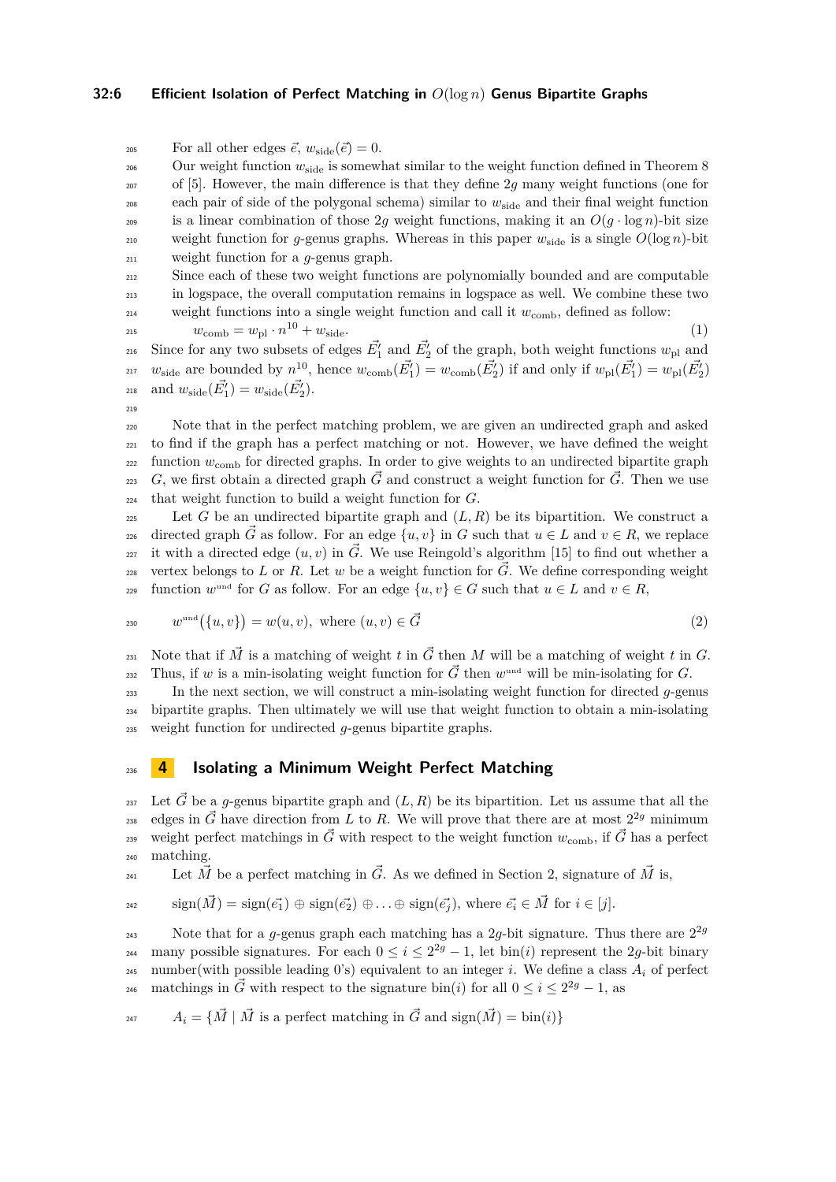For all other edges $\vec{e}$, $w_{\text{side}}(\vec{e}) = 0$.

Our weight function $w_{\text{side}}$ is somewhat similar to the weight function defined in Theorem 8 of [5]. However, the main difference is that they define $2g$ many weight functions (one for each pair of side of the polygonal schema) similar to $w_{\text{side}}$ and their final weight function is a linear combination of those $2g$ weight functions, making it an $O(g \cdot \log n)$-bit size weight function for $g$-genus graphs. Whereas in this paper $w_{\text{side}}$ is a single $O(\log n)$-bit weight function for a $g$-genus graph.

Since each of these two weight functions are polynomially bounded and are computable in logspace, the overall computation remains in logspace as well. We combine these two weight functions into a single weight function and call it $w_{\text{comb}}$, defined as follow:

$$w_{\text{comb}} = w_{\text{pl}} \cdot n^{10} + w_{\text{side}}. \tag{1}$$

Since for any two subsets of edges $\vec{E_1'}$ and $\vec{E_2'}$ of the graph, both weight functions $w_{\text{pl}}$ and $w_{\text{side}}$ are bounded by $n^{10}$, hence $w_{\text{comb}}(\vec{E_1'}) = w_{\text{comb}}(\vec{E_2'})$ if and only if $w_{\text{pl}}(\vec{E_1'}) = w_{\text{pl}}(\vec{E_2'})$ and $w_{\text{side}}(\vec{E_1'}) = w_{\text{side}}(\vec{E_2'})$.

Note that in the perfect matching problem, we are given an undirected graph and asked to find if the graph has a perfect matching or not. However, we have defined the weight function $w_{\text{comb}}$ for directed graphs. In order to give weights to an undirected bipartite graph $G$, we first obtain a directed graph $\vec{G}$ and construct a weight function for $\vec{G}$. Then we use that weight function to build a weight function for $G$.

Let $G$ be an undirected bipartite graph and $(L, R)$ be its bipartition. We construct a directed graph $\vec{G}$ as follow. For an edge $\{u, v\}$ in $G$ such that $u \in L$ and $v \in R$, we replace it with a directed edge $(u, v)$ in $\vec{G}$. We use Reingold's algorithm [15] to find out whether a vertex belongs to $L$ or $R$. Let $w$ be a weight function for $\vec{G}$. We define corresponding weight function $w^{\text{und}}$ for $G$ as follow. For an edge $\{u, v\} \in G$ such that $u \in L$ and $v \in R$,

$$w^{\text{und}}\big(\{u, v\}\big) = w(u, v), \text{ where } (u, v) \in \vec{G} \tag{2}$$

Note that if $\vec{M}$ is a matching of weight $t$ in $\vec{G}$ then $M$ will be a matching of weight $t$ in $G$. Thus, if $w$ is a min-isolating weight function for $\vec{G}$ then $w^{\text{und}}$ will be min-isolating for $G$.

In the next section, we will construct a min-isolating weight function for directed $g$-genus bipartite graphs. Then ultimately we will use that weight function to obtain a min-isolating weight function for undirected $g$-genus bipartite graphs.

## 4 Isolating a Minimum Weight Perfect Matching

Let $\vec{G}$ be a $g$-genus bipartite graph and $(L, R)$ be its bipartition. Let us assume that all the edges in $\vec{G}$ have direction from $L$ to $R$. We will prove that there are at most $2^{2g}$ minimum weight perfect matchings in $\vec{G}$ with respect to the weight function $w_{\text{comb}}$, if $\vec{G}$ has a perfect matching.

Let $\vec{M}$ be a perfect matching in $\vec{G}$. As we defined in Section 2, signature of $\vec{M}$ is,

$$\text{sign}(\vec{M}) = \text{sign}(\vec{e_1}) \oplus \text{sign}(\vec{e_2}) \oplus \ldots \oplus \text{sign}(\vec{e_j}), \text{ where } \vec{e_i} \in \vec{M} \text{ for } i \in [j].$$

Note that for a $g$-genus graph each matching has a $2g$-bit signature. Thus there are $2^{2g}$ many possible signatures. For each $0 \leq i \leq 2^{2g} - 1$, let $\text{bin}(i)$ represent the $2g$-bit binary number(with possible leading 0's) equivalent to an integer $i$. We define a class $A_i$ of perfect matchings in $\vec{G}$ with respect to the signature $\text{bin}(i)$ for all $0 \leq i \leq 2^{2g} - 1$, as

$$A_i = \{\vec{M} \mid \vec{M} \text{ is a perfect matching in } \vec{G} \text{ and } \text{sign}(\vec{M}) = \text{bin}(i)\}$$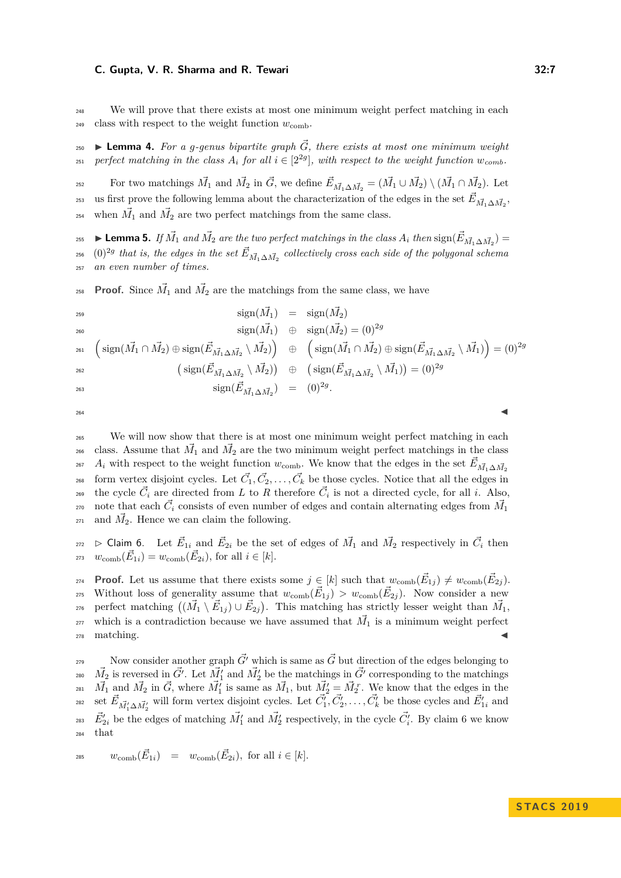We will prove that there exists at most one minimum weight perfect matching in each class with respect to the weight function $w_{\text{comb}}$.

▶ **Lemma 4.** *For a g-genus bipartite graph $\vec{G}$, there exists at most one minimum weight perfect matching in the class $A_i$ for all $i \in [2^{2g}]$, with respect to the weight function $w_{comb}$.*

For two matchings $\vec{M}_1$ and $\vec{M}_2$ in $\vec{G}$, we define $\vec{E}_{\vec{M}_1 \Delta \vec{M}_2} = (\vec{M}_1 \cup \vec{M}_2) \setminus (\vec{M}_1 \cap \vec{M}_2)$. Let us first prove the following lemma about the characterization of the edges in the set $\vec{E}_{\vec{M}_1 \Delta \vec{M}_2}$, when $\vec{M}_1$ and $\vec{M}_2$ are two perfect matchings from the same class.

▶ **Lemma 5.** *If $\vec{M}_1$ and $\vec{M}_2$ are the two perfect matchings in the class $A_i$ then $\text{sign}(\vec{E}_{\vec{M}_1 \Delta \vec{M}_2}) = (0)^{2g}$ that is, the edges in the set $\vec{E}_{\vec{M}_1 \Delta \vec{M}_2}$ collectively cross each side of the polygonal schema an even number of times.*

**Proof.** Since $\vec{M}_1$ and $\vec{M}_2$ are the matchings from the same class, we have

$$
\begin{aligned}
\text{sign}(\vec{M}_1) &= \text{sign}(\vec{M}_2)\\
\text{sign}(\vec{M}_1) &\oplus \text{sign}(\vec{M}_2) = (0)^{2g}\\
\Big(\text{sign}(\vec{M}_1 \cap \vec{M}_2) \oplus \text{sign}(\vec{E}_{\vec{M}_1 \Delta \vec{M}_2} \setminus \vec{M}_2)\Big) &\oplus \Big(\text{sign}(\vec{M}_1 \cap \vec{M}_2) \oplus \text{sign}(\vec{E}_{\vec{M}_1 \Delta \vec{M}_2} \setminus \vec{M}_1)\Big) = (0)^{2g}\\
\big(\text{sign}(\vec{E}_{\vec{M}_1 \Delta \vec{M}_2} \setminus \vec{M}_2)\big) &\oplus \big(\text{sign}(\vec{E}_{\vec{M}_1 \Delta \vec{M}_2} \setminus \vec{M}_1)\big) = (0)^{2g}\\
\text{sign}(\vec{E}_{\vec{M}_1 \Delta \vec{M}_2}) &= (0)^{2g}.
\end{aligned}
$$

◀

We will now show that there is at most one minimum weight perfect matching in each class. Assume that $\vec{M}_1$ and $\vec{M}_2$ are the two minimum weight perfect matchings in the class $A_i$ with respect to the weight function $w_{\text{comb}}$. We know that the edges in the set $\vec{E}_{\vec{M}_1 \Delta \vec{M}_2}$ form vertex disjoint cycles. Let $\vec{C}_1, \vec{C}_2, \ldots, \vec{C}_k$ be those cycles. Notice that all the edges in the cycle $\vec{C}_i$ are directed from $L$ to $R$ therefore $\vec{C}_i$ is not a directed cycle, for all $i$. Also, note that each $\vec{C}_i$ consists of even number of edges and contain alternating edges from $\vec{M}_1$ and $\vec{M}_2$. Hence we can claim the following.

▷ Claim 6. Let $\vec{E}_{1i}$ and $\vec{E}_{2i}$ be the set of edges of $\vec{M}_1$ and $\vec{M}_2$ respectively in $\vec{C}_i$ then $w_{\text{comb}}(\vec{E}_{1i}) = w_{\text{comb}}(\vec{E}_{2i})$, for all $i \in [k]$.

**Proof.** Let us assume that there exists some $j \in [k]$ such that $w_{\text{comb}}(\vec{E}_{1j}) \neq w_{\text{comb}}(\vec{E}_{2j})$. Without loss of generality assume that $w_{\text{comb}}(\vec{E}_{1j}) > w_{\text{comb}}(\vec{E}_{2j})$. Now consider a new perfect matching $\big((\vec{M}_1 \setminus \vec{E}_{1j}) \cup \vec{E}_{2j}\big)$. This matching has strictly lesser weight than $\vec{M}_1$, which is a contradiction because we have assumed that $\vec{M}_1$ is a minimum weight perfect matching. ◀

Now consider another graph $\vec{G}'$ which is same as $\vec{G}$ but direction of the edges belonging to $\vec{M}_2$ is reversed in $\vec{G}'$. Let $\vec{M}'_1$ and $\vec{M}'_2$ be the matchings in $\vec{G}'$ corresponding to the matchings $\vec{M}_1$ and $\vec{M}_2$ in $\vec{G}$, where $\vec{M}'_1$ is same as $\vec{M}_1$, but $\vec{M}'_2 = \vec{M}_2^r$. We know that the edges in the set $\vec{E}_{\vec{M}'_1 \Delta \vec{M}'_2}$ will form vertex disjoint cycles. Let $\vec{C}'_1, \vec{C}'_2, \ldots, \vec{C}'_k$ be those cycles and $\vec{E}'_{1i}$ and $\vec{E}'_{2i}$ be the edges of matching $\vec{M}'_1$ and $\vec{M}'_2$ respectively, in the cycle $\vec{C}'_i$. By claim 6 we know that

$$w_{\text{comb}}(\vec{E}_{1i}) \quad = \quad w_{\text{comb}}(\vec{E}_{2i}), \text{ for all } i \in [k].$$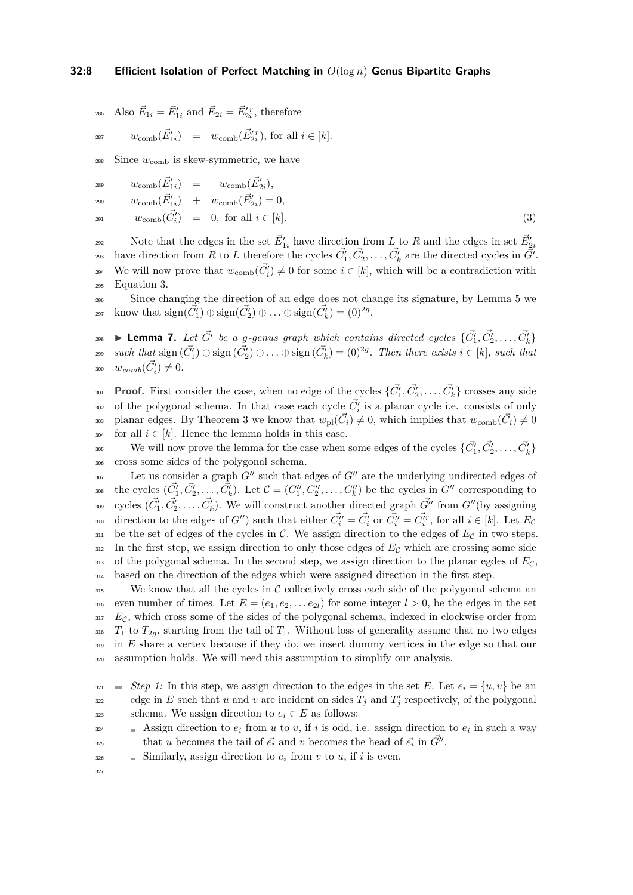Also $\vec{E}_{1i} = \vec{E}'_{1i}$ and $\vec{E}_{2i} = \vec{E}'^{r}_{2i}$, therefore

$$w_{\text{comb}}(\vec{E}'_{1i}) = w_{\text{comb}}(\vec{E}'^{r}_{2i}), \text{ for all } i \in [k].$$

Since $w_{\text{comb}}$ is skew-symmetric, we have

$$\begin{aligned}
w_{\text{comb}}(\vec{E}'_{1i}) &= -w_{\text{comb}}(\vec{E}'_{2i}), \\
w_{\text{comb}}(\vec{E}'_{1i}) &+ w_{\text{comb}}(\vec{E}'_{2i}) = 0, \\
w_{\text{comb}}(\vec{C}'_{i}) &= 0, \text{ for all } i \in [k]. \qquad (3)
\end{aligned}$$

Note that the edges in the set $\vec{E}'_{1i}$ have direction from $L$ to $R$ and the edges in set $\vec{E}'_{2i}$ have direction from $R$ to $L$ therefore the cycles $\vec{C}'_1, \vec{C}'_2, \ldots, \vec{C}'_k$ are the directed cycles in $\vec{G}'$. We will now prove that $w_{\text{comb}}(\vec{C}'_i) \neq 0$ for some $i \in [k]$, which will be a contradiction with Equation 3.

Since changing the direction of an edge does not change its signature, by Lemma 5 we know that $\text{sign}(\vec{C}'_1) \oplus \text{sign}(\vec{C}'_2) \oplus \ldots \oplus \text{sign}(\vec{C}'_k) = (0)^{2g}$.

▶ **Lemma 7.** *Let $\vec{G}'$ be a $g$-genus graph which contains directed cycles $\{\vec{C}'_1, \vec{C}'_2, \ldots, \vec{C}'_k\}$ such that $\text{sign}(\vec{C}'_1) \oplus \text{sign}(\vec{C}'_2) \oplus \ldots \oplus \text{sign}(\vec{C}'_k) = (0)^{2g}$. Then there exists $i \in [k]$, such that $w_{comb}(\vec{C}'_i) \neq 0$.*

**Proof.** First consider the case, when no edge of the cycles $\{\vec{C}'_1, \vec{C}'_2, \ldots, \vec{C}'_k\}$ crosses any side of the polygonal schema. In that case each cycle $\vec{C}'_i$ is a planar cycle i.e. consists of only planar edges. By Theorem 3 we know that $w_{\text{pl}}(\vec{C}_i) \neq 0$, which implies that $w_{\text{comb}}(\vec{C}_i) \neq 0$ for all $i \in [k]$. Hence the lemma holds in this case.

We will now prove the lemma for the case when some edges of the cycles $\{\vec{C}'_1, \vec{C}'_2, \ldots, \vec{C}'_k\}$ cross some sides of the polygonal schema.

Let us consider a graph $G''$ such that edges of $G''$ are the underlying undirected edges of the cycles $(\vec{C}'_1, \vec{C}'_2, \ldots, \vec{C}'_k)$. Let $\mathcal{C} = (C''_1, C''_2, \ldots, C''_k)$ be the cycles in $G''$ corresponding to cycles $(\vec{C}'_1, \vec{C}'_2, \ldots, \vec{C}'_k)$. We will construct another directed graph $\vec{G}''$ from $G''$(by assigning direction to the edges of $G''$) such that either $\vec{C}''_i = \vec{C}'_i$ or $\vec{C}''_i = \vec{C}'^{r}_i$, for all $i \in [k]$. Let $E_{\mathcal{C}}$ be the set of edges of the cycles in $\mathcal{C}$. We assign direction to the edges of $E_{\mathcal{C}}$ in two steps. In the first step, we assign direction to only those edges of $E_{\mathcal{C}}$ which are crossing some side of the polygonal schema. In the second step, we assign direction to the planar egdes of $E_{\mathcal{C}}$, based on the direction of the edges which were assigned direction in the first step.

We know that all the cycles in $\mathcal{C}$ collectively cross each side of the polygonal schema an even number of times. Let $E = (e_1, e_2, \ldots e_{2l})$ for some integer $l > 0$, be the edges in the set $E_{\mathcal{C}}$, which cross some of the sides of the polygonal schema, indexed in clockwise order from $T_1$ to $T_{2g}$, starting from the tail of $T_1$. Without loss of generality assume that no two edges in $E$ share a vertex because if they do, we insert dummy vertices in the edge so that our assumption holds. We will need this assumption to simplify our analysis.

- *Step 1:* In this step, we assign direction to the edges in the set $E$. Let $e_i = \{u, v\}$ be an edge in $E$ such that $u$ and $v$ are incident on sides $T_j$ and $T'_j$ respectively, of the polygonal schema. We assign direction to $e_i \in E$ as follows:
  - Assign direction to $e_i$ from $u$ to $v$, if $i$ is odd, i.e. assign direction to $e_i$ in such a way that $u$ becomes the tail of $\vec{e_i}$ and $v$ becomes the head of $\vec{e_i}$ in $\vec{G}''$.
  - Similarly, assign direction to $e_i$ from $v$ to $u$, if $i$ is even.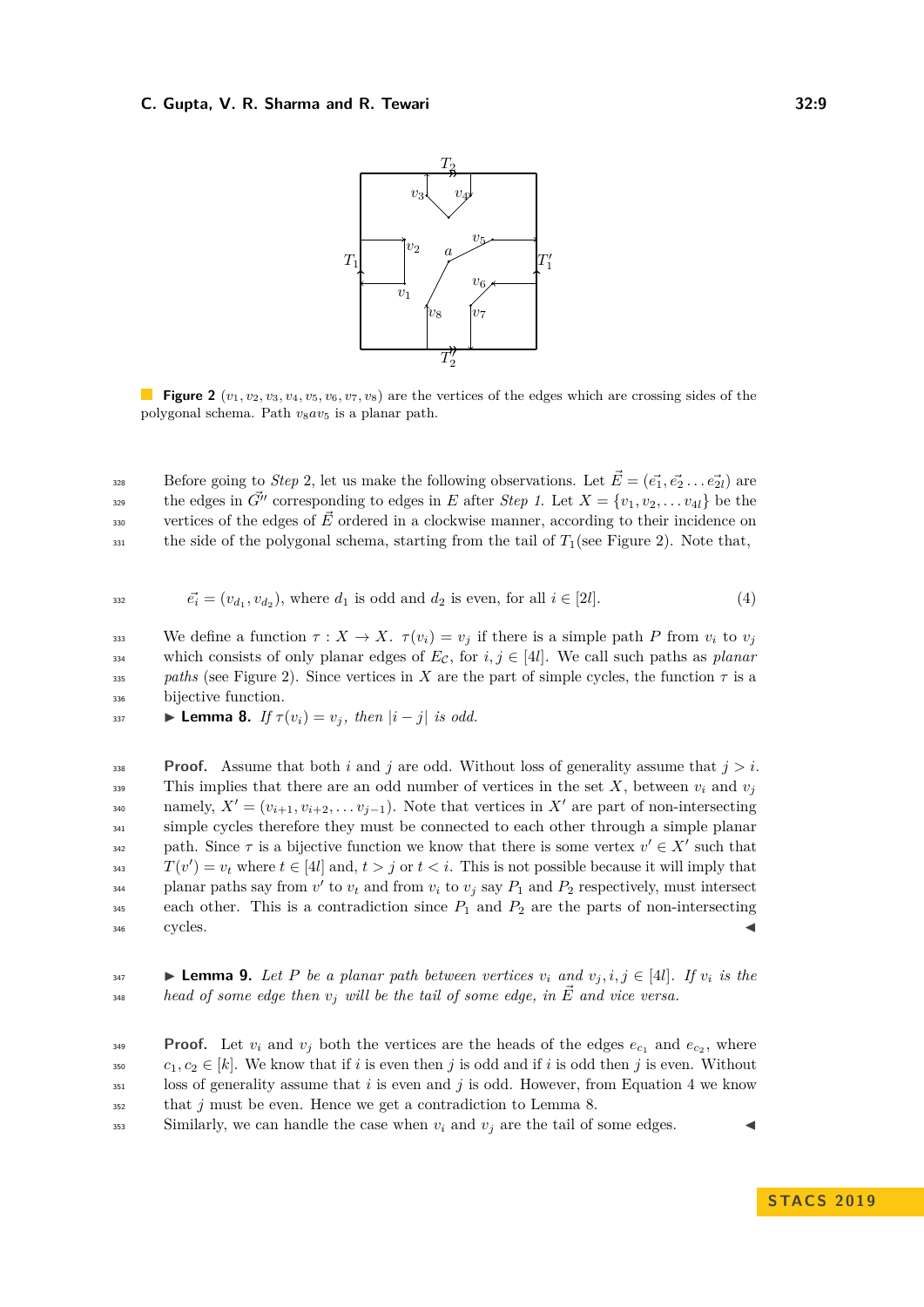**Figure 2** $(v_1, v_2, v_3, v_4, v_5, v_6, v_7, v_8)$ are the vertices of the edges which are crossing sides of the polygonal schema. Path $v_8 a v_5$ is a planar path.

Before going to *Step* 2, let us make the following observations. Let $\vec{E} = (\vec{e_1}, \vec{e_2} \dots \vec{e_{2l}})$ are the edges in $\vec{G''}$ corresponding to edges in $E$ after *Step 1*. Let $X = \{v_1, v_2, \dots v_{4l}\}$ be the vertices of the edges of $\vec{E}$ ordered in a clockwise manner, according to their incidence on the side of the polygonal schema, starting from the tail of $T_1$(see Figure 2). Note that,

$$\vec{e_i} = (v_{d_1}, v_{d_2}), \text{ where } d_1 \text{ is odd and } d_2 \text{ is even, for all } i \in [2l]. \tag{4}$$

We define a function $\tau : X \to X$. $\tau(v_i) = v_j$ if there is a simple path $P$ from $v_i$ to $v_j$ which consists of only planar edges of $E_{\mathcal{C}}$, for $i, j \in [4l]$. We call such paths as *planar paths* (see Figure 2). Since vertices in $X$ are the part of simple cycles, the function $\tau$ is a bijective function.

▶ **Lemma 8.** *If $\tau(v_i) = v_j$, then $|i - j|$ is odd.*

**Proof.** Assume that both $i$ and $j$ are odd. Without loss of generality assume that $j > i$. This implies that there are an odd number of vertices in the set $X$, between $v_i$ and $v_j$ namely, $X' = (v_{i+1}, v_{i+2}, \dots v_{j-1})$. Note that vertices in $X'$ are part of non-intersecting simple cycles therefore they must be connected to each other through a simple planar path. Since $\tau$ is a bijective function we know that there is some vertex $v' \in X'$ such that $T(v') = v_t$ where $t \in [4l]$ and, $t > j$ or $t < i$. This is not possible because it will imply that planar paths say from $v'$ to $v_t$ and from $v_i$ to $v_j$ say $P_1$ and $P_2$ respectively, must intersect each other. This is a contradiction since $P_1$ and $P_2$ are the parts of non-intersecting cycles. ◀

▶ **Lemma 9.** *Let $P$ be a planar path between vertices $v_i$ and $v_j, i, j \in [4l]$. If $v_i$ is the head of some edge then $v_j$ will be the tail of some edge, in $\vec{E}$ and vice versa.*

**Proof.** Let $v_i$ and $v_j$ both the vertices are the heads of the edges $e_{c_1}$ and $e_{c_2}$, where $c_1, c_2 \in [k]$. We know that if $i$ is even then $j$ is odd and if $i$ is odd then $j$ is even. Without loss of generality assume that $i$ is even and $j$ is odd. However, from Equation 4 we know that $j$ must be even. Hence we get a contradiction to Lemma 8.

Similarly, we can handle the case when $v_i$ and $v_j$ are the tail of some edges. ◀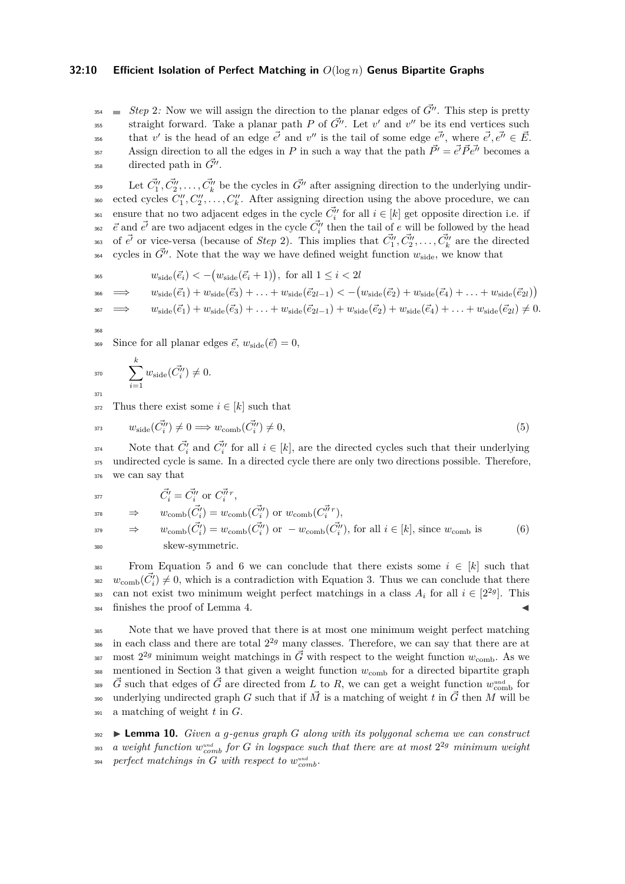- *Step 2:* Now we will assign the direction to the planar edges of $\vec{G''}$. This step is pretty straight forward. Take a planar path $P$ of $\vec{G''}$. Let $v'$ and $v''$ be its end vertices such that $v'$ is the head of an edge $\vec{e'}$ and $v''$ is the tail of some edge $\vec{e''}$, where $\vec{e'}, \vec{e''} \in \vec{E}$. Assign direction to all the edges in $P$ in such a way that the path $\vec{P'} = \vec{e'}\vec{P}\vec{e''}$ becomes a directed path in $\vec{G''}$.

Let $\vec{C_1''}, \vec{C_2''}, \ldots, \vec{C_k''}$ be the cycles in $\vec{G''}$ after assigning direction to the underlying undirected cycles $C_1'', C_2'', \ldots, C_k''$. After assigning direction using the above procedure, we can ensure that no two adjacent edges in the cycle $\vec{C_i''}$ for all $i \in [k]$ get opposite direction i.e. if $\vec{e}$ and $\vec{e'}$ are two adjacent edges in the cycle $\vec{C_i''}$ then the tail of $e$ will be followed by the head of $\vec{e'}$ or vice-versa (because of *Step 2*). This implies that $\vec{C_1''}, \vec{C_2''}, \ldots, \vec{C_k''}$ are the directed cycles in $\vec{G''}$. Note that the way we have defined weight function $w_{\text{side}}$, we know that

$$
\begin{aligned}
& w_{\text{side}}(\vec{e}_i) < -\big(w_{\text{side}}(\vec{e}_i + 1)\big), \text{ for all } 1 \le i < 2l \\
\implies \quad & w_{\text{side}}(\vec{e}_1) + w_{\text{side}}(\vec{e}_3) + \ldots + w_{\text{side}}(\vec{e}_{2l-1}) < -\big(w_{\text{side}}(\vec{e}_2) + w_{\text{side}}(\vec{e}_4) + \ldots + w_{\text{side}}(\vec{e}_{2l})\big) \\
\implies \quad & w_{\text{side}}(\vec{e}_1) + w_{\text{side}}(\vec{e}_3) + \ldots + w_{\text{side}}(\vec{e}_{2l-1}) + w_{\text{side}}(\vec{e}_2) + w_{\text{side}}(\vec{e}_4) + \ldots + w_{\text{side}}(\vec{e}_{2l}) \neq 0.
\end{aligned}
$$

Since for all planar edges $\vec{e}$, $w_{\text{side}}(\vec{e}) = 0$,

$$
\sum_{i=1}^{k} w_{\text{side}}(\vec{C_i''}) \neq 0.
$$

Thus there exist some $i \in [k]$ such that

$$
w_{\text{side}}(\vec{C_i''}) \neq 0 \implies w_{\text{comb}}(\vec{C_i''}) \neq 0, \tag{5}
$$

Note that $\vec{C_i'}$ and $\vec{C_i''}$ for all $i \in [k]$, are the directed cycles such that their underlying undirected cycle is same. In a directed cycle there are only two directions possible. Therefore, we can say that

$$
\begin{aligned}
& \vec{C_i'} = \vec{C_i''} \text{ or } \vec{C_i''}^{r}, \\
\Rightarrow \quad & w_{\text{comb}}(\vec{C_i'}) = w_{\text{comb}}(\vec{C_i''}) \text{ or } w_{\text{comb}}(\vec{C_i''}^{r}), \\
\Rightarrow \quad & w_{\text{comb}}(\vec{C_i'}) = w_{\text{comb}}(\vec{C_i''}) \text{ or } -w_{\text{comb}}(\vec{C_i''}), \text{ for all } i \in [k], \text{ since } w_{\text{comb}} \text{ is skew-symmetric.}
\end{aligned} \tag{6}
$$

From Equation 5 and 6 we can conclude that there exists some $i \in [k]$ such that $w_{\text{comb}}(\vec{C_i'}) \neq 0$, which is a contradiction with Equation 3. Thus we can conclude that there can not exist two minimum weight perfect matchings in a class $A_i$ for all $i \in [2^{2g}]$. This finishes the proof of Lemma 4. ◀

Note that we have proved that there is at most one minimum weight perfect matching in each class and there are total $2^{2g}$ many classes. Therefore, we can say that there are at most $2^{2g}$ minimum weight matchings in $\vec{G}$ with respect to the weight function $w_{\text{comb}}$. As we mentioned in Section 3 that given a weight function $w_{\text{comb}}$ for a directed bipartite graph $\vec{G}$ such that edges of $\vec{G}$ are directed from $L$ to $R$, we can get a weight function $w_{\text{comb}}^{\text{und}}$ for underlying undirected graph $G$ such that if $\vec{M}$ is a matching of weight $t$ in $\vec{G}$ then $M$ will be a matching of weight $t$ in $G$.

▶ **Lemma 10.** *Given a $g$-genus graph $G$ along with its polygonal schema we can construct a weight function $w_{comb}^{und}$ for $G$ in logspace such that there are at most $2^{2g}$ minimum weight perfect matchings in $G$ with respect to $w_{comb}^{und}$.*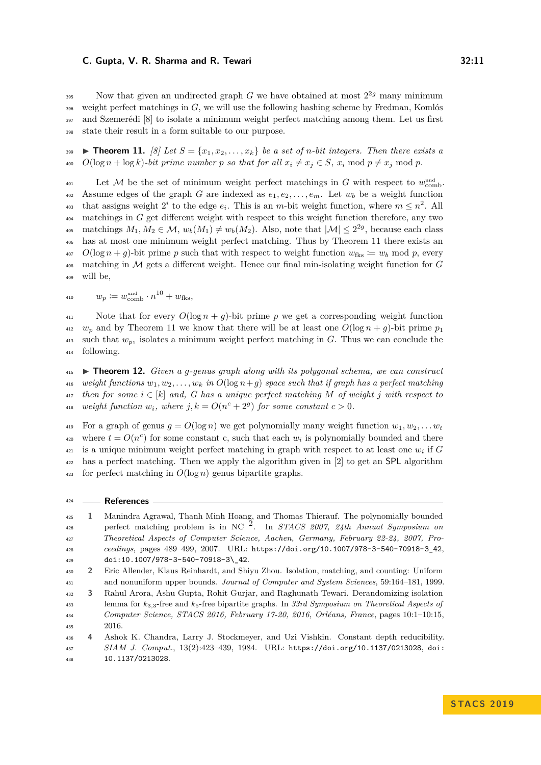Now that given an undirected graph $G$ we have obtained at most $2^{2g}$ many minimum weight perfect matchings in $G$, we will use the following hashing scheme by Fredman, Komlós and Szemerédi [8] to isolate a minimum weight perfect matching among them. Let us first state their result in a form suitable to our purpose.

▶ **Theorem 11.** *[8] Let $S = \{x_1, x_2, \ldots, x_k\}$ be a set of $n$-bit integers. Then there exists a $O(\log n + \log k)$-bit prime number $p$ so that for all $x_i \neq x_j \in S$, $x_i \bmod p \neq x_j \bmod p$.*

Let $\mathcal{M}$ be the set of minimum weight perfect matchings in $G$ with respect to $w^{\text{und}}_{\text{comb}}$. Assume edges of the graph $G$ are indexed as $e_1, e_2, \ldots, e_m$. Let $w_b$ be a weight function that assigns weight $2^i$ to the edge $e_i$. This is an $m$-bit weight function, where $m \leq n^2$. All matchings in $G$ get different weight with respect to this weight function therefore, any two matchings $M_1, M_2 \in \mathcal{M}$, $w_b(M_1) \neq w_b(M_2)$. Also, note that $|\mathcal{M}| \leq 2^{2g}$, because each class has at most one minimum weight perfect matching. Thus by Theorem 11 there exists an $O(\log n + g)$-bit prime $p$ such that with respect to weight function $w_{\text{fks}} := w_b \bmod p$, every matching in $\mathcal{M}$ gets a different weight. Hence our final min-isolating weight function for $G$ will be,

$$w_p := w^{\text{und}}_{\text{comb}} \cdot n^{10} + w_{\text{fks}},$$

Note that for every $O(\log n + g)$-bit prime $p$ we get a corresponding weight function $w_p$ and by Theorem 11 we know that there will be at least one $O(\log n + g)$-bit prime $p_1$ such that $w_{p_1}$ isolates a minimum weight perfect matching in $G$. Thus we can conclude the following.

▶ **Theorem 12.** *Given a $g$-genus graph along with its polygonal schema, we can construct weight functions $w_1, w_2, \ldots, w_k$ in $O(\log n + g)$ space such that if graph has a perfect matching then for some $i \in [k]$ and, $G$ has a unique perfect matching $M$ of weight $j$ with respect to weight function $w_i$, where $j, k = O(n^c + 2^g)$ for some constant $c > 0$.*

For a graph of genus $g = O(\log n)$ we get polynomially many weight function $w_1, w_2, \ldots w_t$ where $t = O(n^c)$ for some constant c, such that each $w_i$ is polynomially bounded and there is a unique minimum weight perfect matching in graph with respect to at least one $w_i$ if $G$ has a perfect matching. Then we apply the algorithm given in [2] to get an SPL algorithm for perfect matching in $O(\log n)$ genus bipartite graphs.

## References

1. Manindra Agrawal, Thanh Minh Hoang, and Thomas Thierauf. The polynomially bounded perfect matching problem is in NC $^2$. In *STACS 2007, 24th Annual Symposium on Theoretical Aspects of Computer Science, Aachen, Germany, February 22-24, 2007, Proceedings*, pages 489–499, 2007. URL: https://doi.org/10.1007/978-3-540-70918-3_42, doi:10.1007/978-3-540-70918-3\_42.
2. Eric Allender, Klaus Reinhardt, and Shiyu Zhou. Isolation, matching, and counting: Uniform and nonuniform upper bounds. *Journal of Computer and System Sciences*, 59:164–181, 1999.
3. Rahul Arora, Ashu Gupta, Rohit Gurjar, and Raghunath Tewari. Derandomizing isolation lemma for $k_{3,3}$-free and $k_5$-free bipartite graphs. In *33rd Symposium on Theoretical Aspects of Computer Science, STACS 2016, February 17-20, 2016, Orléans, France*, pages 10:1–10:15, 2016.
4. Ashok K. Chandra, Larry J. Stockmeyer, and Uzi Vishkin. Constant depth reducibility. *SIAM J. Comput.*, 13(2):423–439, 1984. URL: https://doi.org/10.1137/0213028, doi:10.1137/0213028.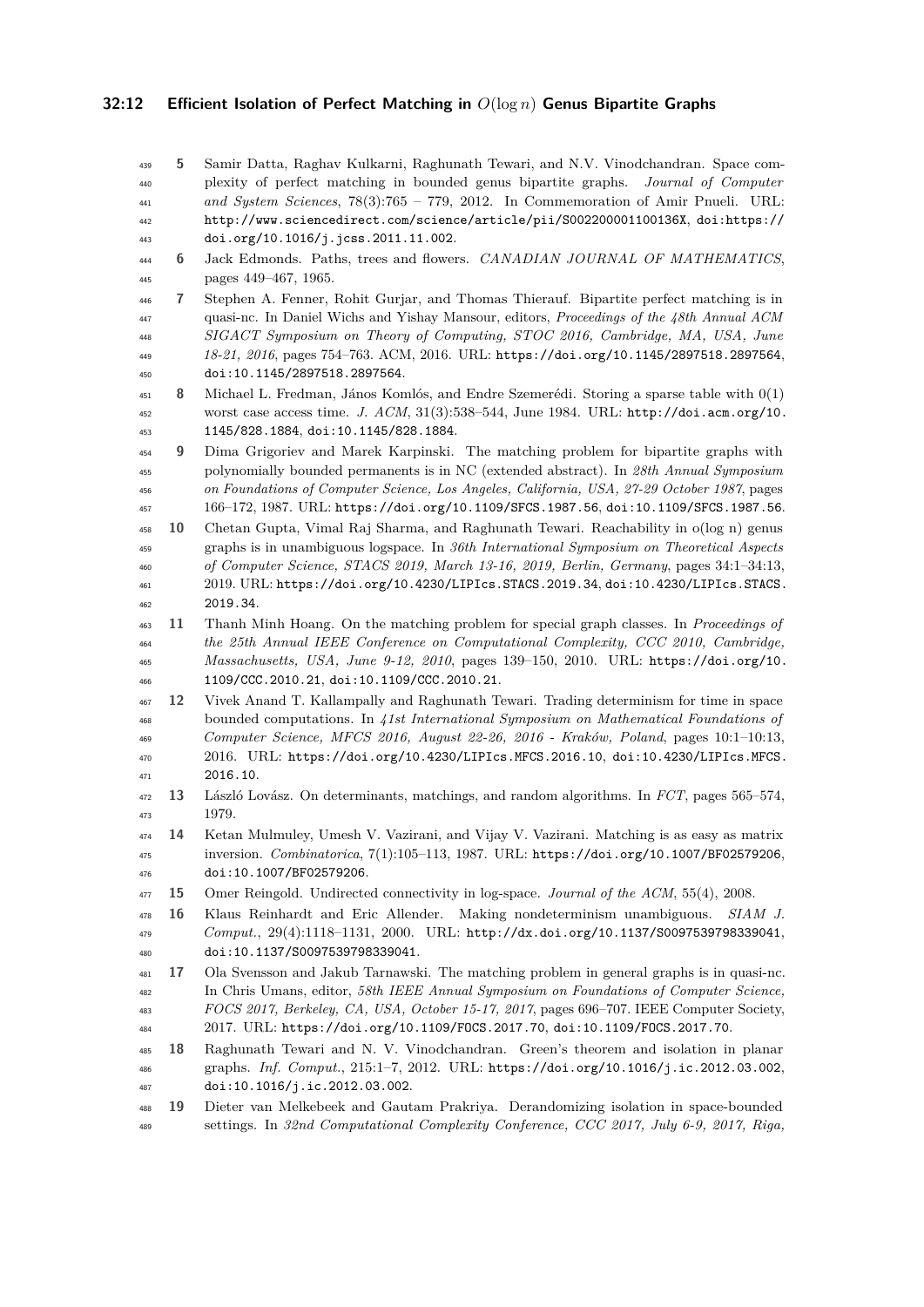5. Samir Datta, Raghav Kulkarni, Raghunath Tewari, and N.V. Vinodchandran. Space complexity of perfect matching in bounded genus bipartite graphs. *Journal of Computer and System Sciences*, 78(3):765 – 779, 2012. In Commemoration of Amir Pnueli. URL: http://www.sciencedirect.com/science/article/pii/S002200001100136X, doi:https://doi.org/10.1016/j.jcss.2011.11.002.
6. Jack Edmonds. Paths, trees and flowers. *CANADIAN JOURNAL OF MATHEMATICS*, pages 449–467, 1965.
7. Stephen A. Fenner, Rohit Gurjar, and Thomas Thierauf. Bipartite perfect matching is in quasi-nc. In Daniel Wichs and Yishay Mansour, editors, *Proceedings of the 48th Annual ACM SIGACT Symposium on Theory of Computing, STOC 2016, Cambridge, MA, USA, June 18-21, 2016*, pages 754–763. ACM, 2016. URL: https://doi.org/10.1145/2897518.2897564, doi:10.1145/2897518.2897564.
8. Michael L. Fredman, János Komlós, and Endre Szemerédi. Storing a sparse table with 0(1) worst case access time. *J. ACM*, 31(3):538–544, June 1984. URL: http://doi.acm.org/10.1145/828.1884, doi:10.1145/828.1884.
9. Dima Grigoriev and Marek Karpinski. The matching problem for bipartite graphs with polynomially bounded permanents is in NC (extended abstract). In *28th Annual Symposium on Foundations of Computer Science, Los Angeles, California, USA, 27-29 October 1987*, pages 166–172, 1987. URL: https://doi.org/10.1109/SFCS.1987.56, doi:10.1109/SFCS.1987.56.
10. Chetan Gupta, Vimal Raj Sharma, and Raghunath Tewari. Reachability in o(log n) genus graphs is in unambiguous logspace. In *36th International Symposium on Theoretical Aspects of Computer Science, STACS 2019, March 13-16, 2019, Berlin, Germany*, pages 34:1–34:13, 2019. URL: https://doi.org/10.4230/LIPIcs.STACS.2019.34, doi:10.4230/LIPIcs.STACS.2019.34.
11. Thanh Minh Hoang. On the matching problem for special graph classes. In *Proceedings of the 25th Annual IEEE Conference on Computational Complexity, CCC 2010, Cambridge, Massachusetts, USA, June 9-12, 2010*, pages 139–150, 2010. URL: https://doi.org/10.1109/CCC.2010.21, doi:10.1109/CCC.2010.21.
12. Vivek Anand T. Kallampally and Raghunath Tewari. Trading determinism for time in space bounded computations. In *41st International Symposium on Mathematical Foundations of Computer Science, MFCS 2016, August 22-26, 2016 - Kraków, Poland*, pages 10:1–10:13, 2016. URL: https://doi.org/10.4230/LIPIcs.MFCS.2016.10, doi:10.4230/LIPIcs.MFCS.2016.10.
13. László Lovász. On determinants, matchings, and random algorithms. In *FCT*, pages 565–574, 1979.
14. Ketan Mulmuley, Umesh V. Vazirani, and Vijay V. Vazirani. Matching is as easy as matrix inversion. *Combinatorica*, 7(1):105–113, 1987. URL: https://doi.org/10.1007/BF02579206, doi:10.1007/BF02579206.
15. Omer Reingold. Undirected connectivity in log-space. *Journal of the ACM*, 55(4), 2008.
16. Klaus Reinhardt and Eric Allender. Making nondeterminism unambiguous. *SIAM J. Comput.*, 29(4):1118–1131, 2000. URL: http://dx.doi.org/10.1137/S0097539798339041, doi:10.1137/S0097539798339041.
17. Ola Svensson and Jakub Tarnawski. The matching problem in general graphs is in quasi-nc. In Chris Umans, editor, *58th IEEE Annual Symposium on Foundations of Computer Science, FOCS 2017, Berkeley, CA, USA, October 15-17, 2017*, pages 696–707. IEEE Computer Society, 2017. URL: https://doi.org/10.1109/FOCS.2017.70, doi:10.1109/FOCS.2017.70.
18. Raghunath Tewari and N. V. Vinodchandran. Green's theorem and isolation in planar graphs. *Inf. Comput.*, 215:1–7, 2012. URL: https://doi.org/10.1016/j.ic.2012.03.002, doi:10.1016/j.ic.2012.03.002.
19. Dieter van Melkebeek and Gautam Prakriya. Derandomizing isolation in space-bounded settings. In *32nd Computational Complexity Conference, CCC 2017, July 6-9, 2017, Riga,*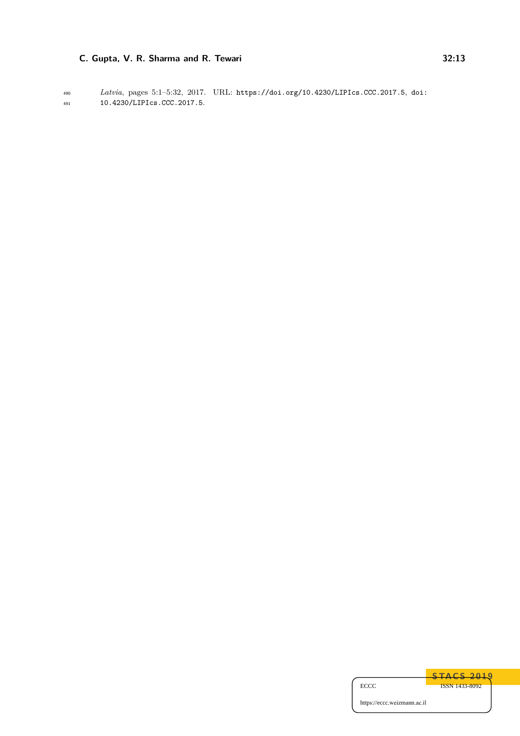*Latvia*, pages 5:1–5:32, 2017. URL: https://doi.org/10.4230/LIPIcs.CCC.2017.5, doi:10.4230/LIPIcs.CCC.2017.5.

ECCC ISSN 1433-8092

https://eccc.weizmann.ac.il